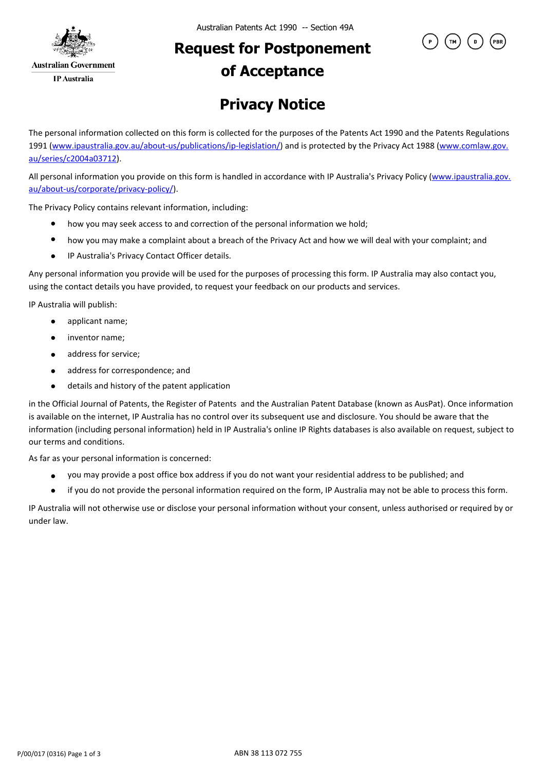Australian Government

IP Australia

Australian Patents Act 1990 -- Section 49A

# Request for Postponement of Acceptance

P TM D PBR

## Privacy Notice

The personal information collected on this form is collected for the purposes of the Patents Act 1990 and the Patents Regulations 1991 (www.ipaustralia.gov.au/about-us/publications/ip-legislation/) and is protected by the Privacy Act 1988 (www.comlaw.gov.au/series/c2004a03712).

All personal information you provide on this form is handled in accordance with IP Australia's Privacy Policy (www.ipaustralia.gov.au/about-us/corporate/privacy-policy/).

The Privacy Policy contains relevant information, including:

- how you may seek access to and correction of the personal information we hold;
- how you may make a complaint about a breach of the Privacy Act and how we will deal with your complaint; and
- IP Australia's Privacy Contact Officer details.

Any personal information you provide will be used for the purposes of processing this form. IP Australia may also contact you, using the contact details you have provided, to request your feedback on our products and services.

IP Australia will publish:

- applicant name;
- inventor name;
- address for service;
- address for correspondence; and
- details and history of the patent application

in the Official Journal of Patents, the Register of Patents and the Australian Patent Database (known as AusPat). Once information is available on the internet, IP Australia has no control over its subsequent use and disclosure. You should be aware that the information (including personal information) held in IP Australia's online IP Rights databases is also available on request, subject to our terms and conditions.

As far as your personal information is concerned:

- you may provide a post office box address if you do not want your residential address to be published; and
- if you do not provide the personal information required on the form, IP Australia may not be able to process this form.

IP Australia will not otherwise use or disclose your personal information without your consent, unless authorised or required by or under law.

P/00/017 (0316)

ABN 38 113 072 755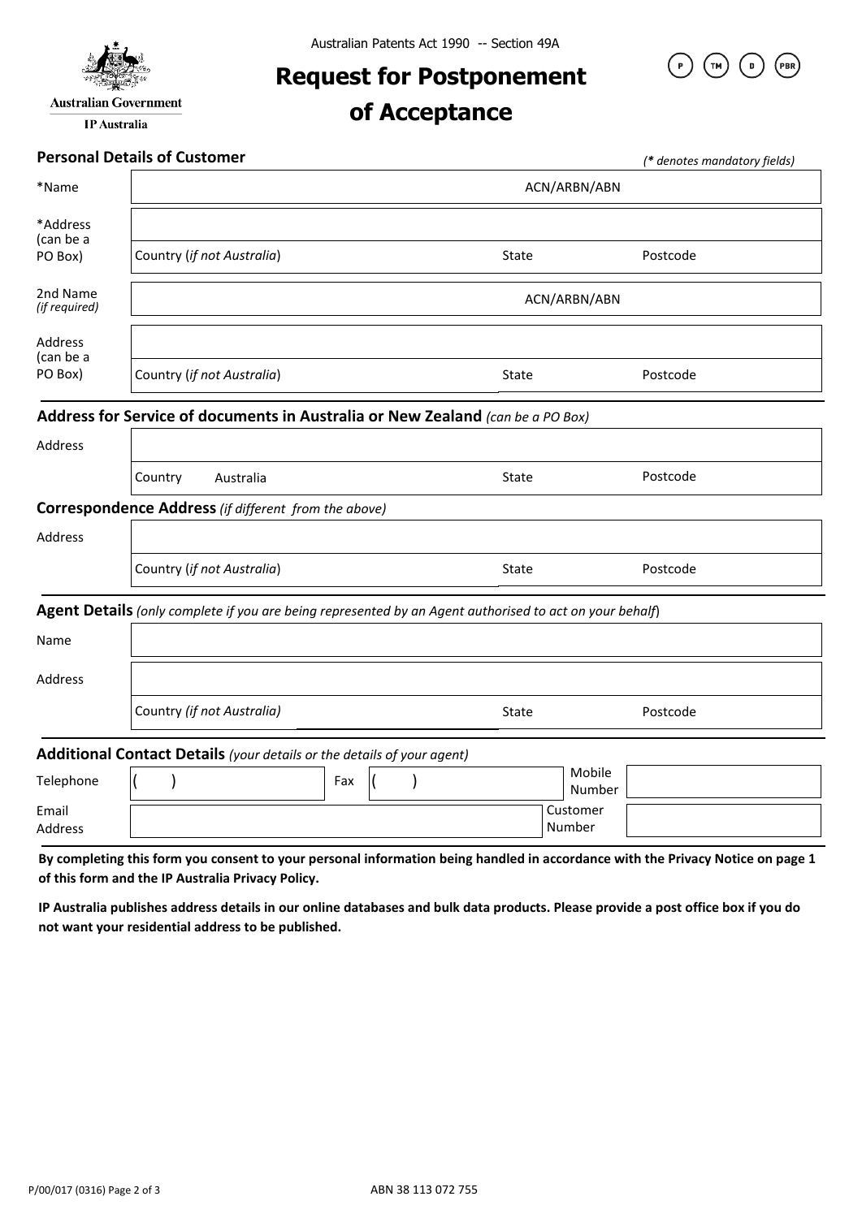Australian Government
IP Australia

Australian Patents Act 1990 -- Section 49A

# Request for Postponement of Acceptance

P TM D PBR

## Personal Details of Customer

*(\* denotes mandatory fields)*

| | | | |
|---|---|---|---|
| *Name | | ACN/ARBN/ABN | |
| *Address (can be a PO Box) | | | |
| | Country (*if not Australia*) | State | Postcode |
| 2nd Name *(if required)* | | ACN/ARBN/ABN | |
| Address (can be a PO Box) | | | |
| | Country (*if not Australia*) | State | Postcode |

## Address for Service of documents in Australia or New Zealand *(can be a PO Box)*

| | | | |
|---|---|---|---|
| Address | | | |
| | Country Australia | State | Postcode |

## Correspondence Address *(if different from the above)*

| | | | |
|---|---|---|---|
| Address | | | |
| | Country (*if not Australia*) | State | Postcode |

## Agent Details *(only complete if you are being represented by an Agent authorised to act on your behalf)*

| | | | |
|---|---|---|---|
| Name | | | |
| Address | | | |
| | Country *(if not Australia)* | State | Postcode |

## Additional Contact Details *(your details or the details of your agent)*

| | | | | | |
|---|---|---|---|---|---|
| Telephone | ( ) | Fax | ( ) | Mobile Number | |
| Email Address | | | | Customer Number | |

**By completing this form you consent to your personal information being handled in accordance with the Privacy Notice on page 1 of this form and the IP Australia Privacy Policy.**

**IP Australia publishes address details in our online databases and bulk data products. Please provide a post office box if you do not want your residential address to be published.**

P/00/017 (0316)

ABN 38 113 072 755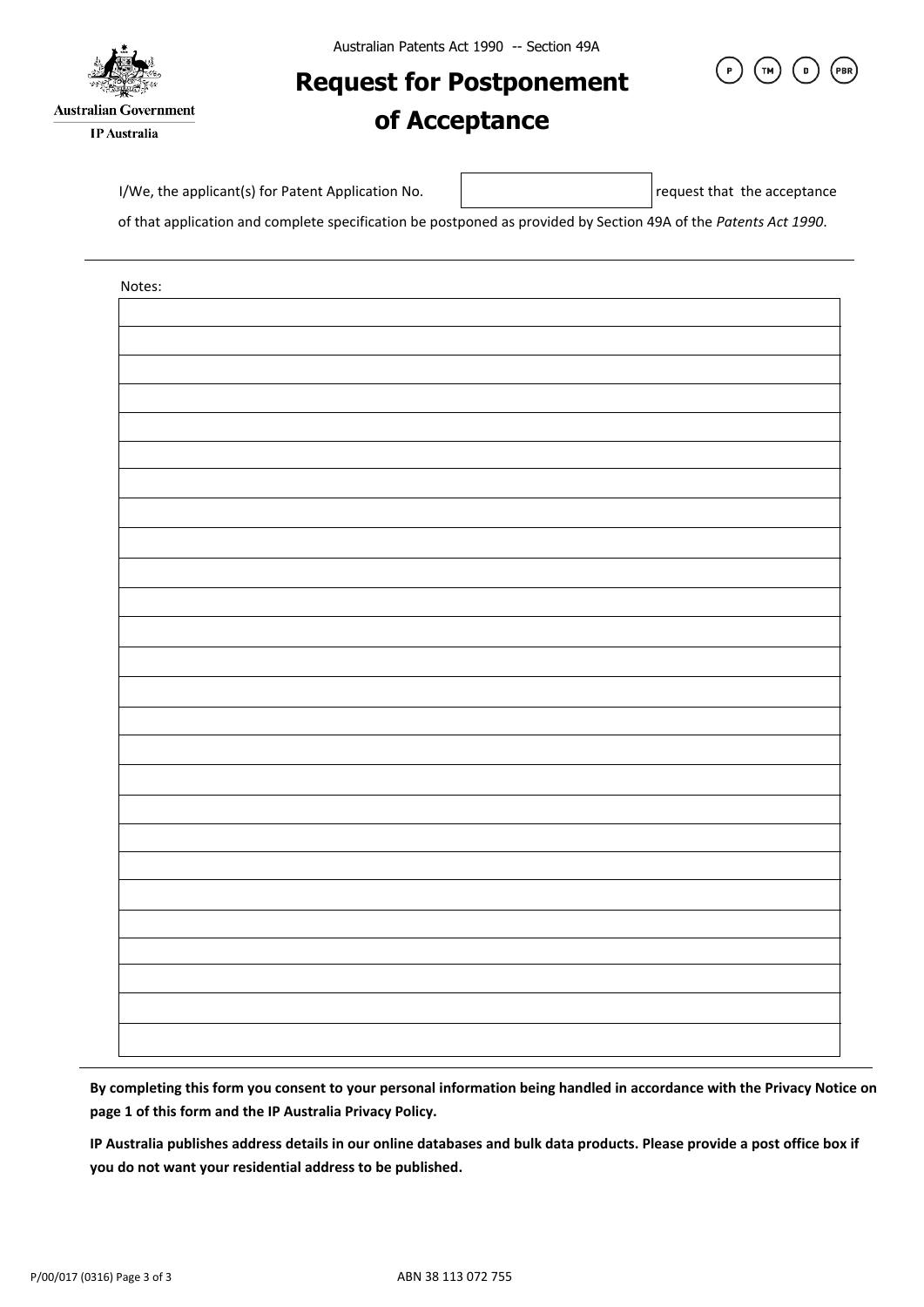Australian Government

IP Australia

Australian Patents Act 1990 -- Section 49A

# Request for Postponement of Acceptance

P TM D PBR

I/We, the applicant(s) for Patent Application No. ______________ request that the acceptance of that application and complete specification be postponed as provided by Section 49A of the *Patents Act 1990*.

Notes:

**By completing this form you consent to your personal information being handled in accordance with the Privacy Notice on page 1 of this form and the IP Australia Privacy Policy.**

**IP Australia publishes address details in our online databases and bulk data products. Please provide a post office box if you do not want your residential address to be published.**

P/00/017 (0316)

ABN 38 113 072 755